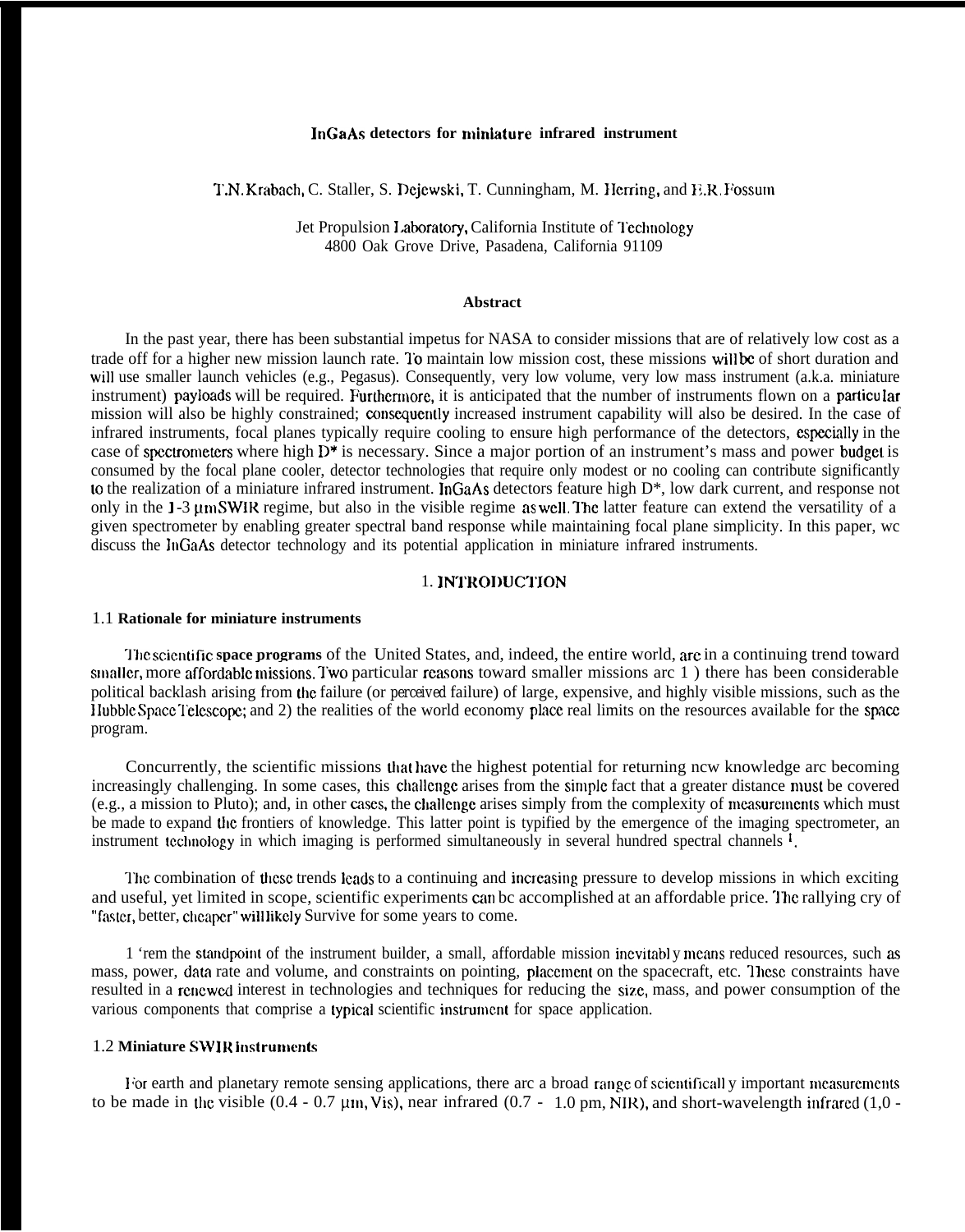# InGaAs detectors for miniature infrared instrument

T.N. Krabach, C. Staller, S. Dejewski, T. Cunningham, M. Herring, and E.R. Fossum

Jet Propulsion Laboratory, California Institute of Technology
4800 Oak Grove Drive, Pasadena, California 91109

## Abstract

In the past year, there has been substantial impetus for NASA to consider missions that are of relatively low cost as a trade off for a higher new mission launch rate. To maintain low mission cost, these missions will be of short duration and will use smaller launch vehicles (e.g., Pegasus). Consequently, very low volume, very low mass instrument (a.k.a. miniature instrument) payloads will be required. Furthermore, it is anticipated that the number of instruments flown on a particular mission will also be highly constrained; consequently increased instrument capability will also be desired. In the case of infrared instruments, focal planes typically require cooling to ensure high performance of the detectors, especially in the case of spectrometers where high D* is necessary. Since a major portion of an instrument's mass and power budget is consumed by the focal plane cooler, detector technologies that require only modest or no cooling can contribute significantly to the realization of a miniature infrared instrument. InGaAs detectors feature high D*, low dark current, and response not only in the 1-3 μm SWIR regime, but also in the visible regime as well. The latter feature can extend the versatility of a given spectrometer by enabling greater spectral band response while maintaining focal plane simplicity. In this paper, we discuss the InGaAs detector technology and its potential application in miniature infrared instruments.

## 1. INTRODUCTION

### 1.1 Rationale for miniature instruments

The scientific **space programs** of the United States, and, indeed, the entire world, are in a continuing trend toward smaller, more affordable missions. Two particular reasons toward smaller missions are 1) there has been considerable political backlash arising from the failure (or perceived failure) of large, expensive, and highly visible missions, such as the Hubble Space Telescope; and 2) the realities of the world economy place real limits on the resources available for the space program.

Concurrently, the scientific missions that have the highest potential for returning new knowledge are becoming increasingly challenging. In some cases, this challenge arises from the simple fact that a greater distance must be covered (e.g., a mission to Pluto); and, in other cases, the challenge arises simply from the complexity of measurements which must be made to expand the frontiers of knowledge. This latter point is typified by the emergence of the imaging spectrometer, an instrument technology in which imaging is performed simultaneously in several hundred spectral channels [1].

The combination of these trends leads to a continuing and increasing pressure to develop missions in which exciting and useful, yet limited in scope, scientific experiments can be accomplished at an affordable price. The rallying cry of "faster, better, cheaper" will likely Survive for some years to come.

1 'rem the standpoint of the instrument builder, a small, affordable mission inevitably means reduced resources, such as mass, power, data rate and volume, and constraints on pointing, placement on the spacecraft, etc. These constraints have resulted in a renewed interest in technologies and techniques for reducing the size, mass, and power consumption of the various components that comprise a typical scientific instrument for space application.

### 1.2 Miniature SWIR instruments

For earth and planetary remote sensing applications, there are a broad range of scientifically important measurements to be made in the visible (0.4 - 0.7 μm, Vis), near infrared (0.7 - 1.0 pm, NIR), and short-wavelength infrared (1,0 -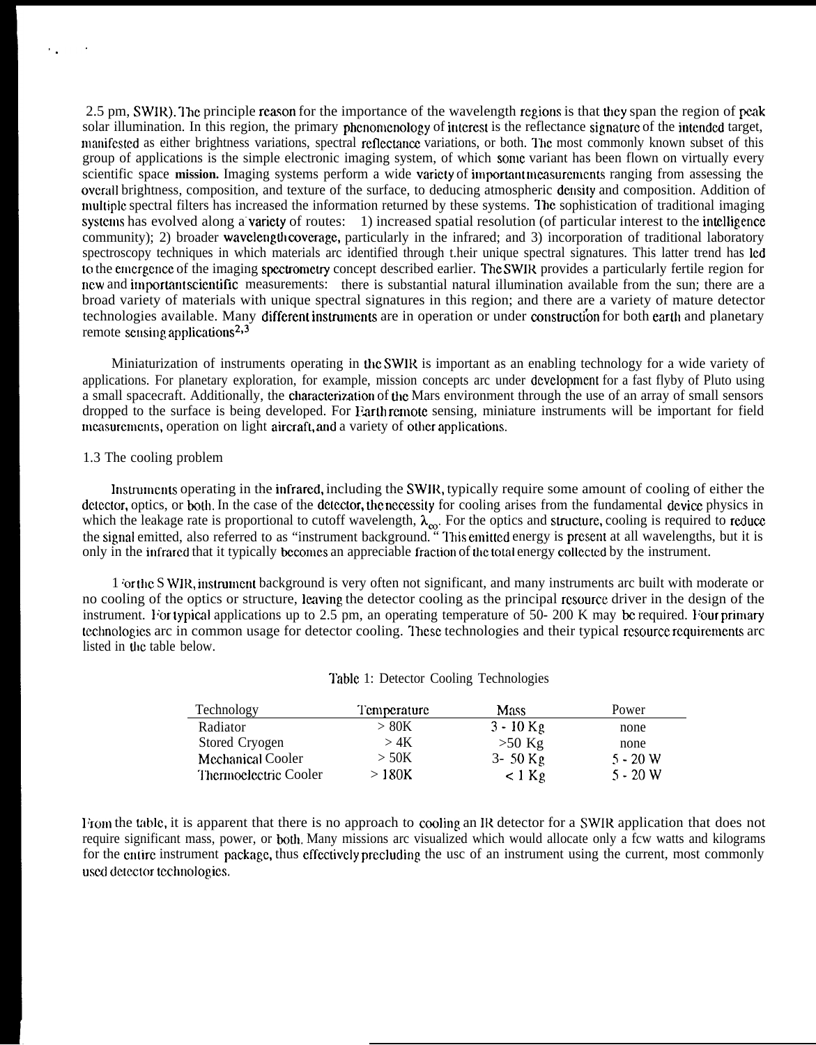2.5 pm, SWIR). The principle reason for the importance of the wavelength regions is that they span the region of peak solar illumination. In this region, the primary phenomenology of interest is the reflectance signature of the intended target, manifested as either brightness variations, spectral reflectance variations, or both. The most commonly known subset of this group of applications is the simple electronic imaging system, of which some variant has been flown on virtually every scientific space **mission.** Imaging systems perform a wide variety of important measurements ranging from assessing the overall brightness, composition, and texture of the surface, to deducing atmospheric density and composition. Addition of multiple spectral filters has increased the information returned by these systems. The sophistication of traditional imaging systems has evolved along a variety of routes: 1) increased spatial resolution (of particular interest to the intelligence community); 2) broader wavelength coverage, particularly in the infrared; and 3) incorporation of traditional laboratory spectroscopy techniques in which materials are identified through their unique spectral signatures. This latter trend has led to the emergence of the imaging spectrometry concept described earlier. The SWIR provides a particularly fertile region for new and important scientific measurements: there is substantial natural illumination available from the sun; there are a broad variety of materials with unique spectral signatures in this region; and there are a variety of mature detector technologies available. Many different instruments are in operation or under construction for both earth and planetary remote sensing applications[2,3]

Miniaturization of instruments operating in the SWIR is important as an enabling technology for a wide variety of applications. For planetary exploration, for example, mission concepts are under development for a fast flyby of Pluto using a small spacecraft. Additionally, the characterization of the Mars environment through the use of an array of small sensors dropped to the surface is being developed. For Earth remote sensing, miniature instruments will be important for field measurements, operation on light aircraft, and a variety of other applications.

1.3 The cooling problem

Instruments operating in the infrared, including the SWIR, typically require some amount of cooling of either the detector, optics, or both. In the case of the detector, the necessity for cooling arises from the fundamental device physics in which the leakage rate is proportional to cutoff wavelength, $\lambda_{co}$. For the optics and structure, cooling is required to reduce the signal emitted, also referred to as "instrument background." This emitted energy is present at all wavelengths, but it is only in the infrared that it typically becomes an appreciable fraction of the total energy collected by the instrument.

For the SWIR, instrument background is very often not significant, and many instruments are built with moderate or no cooling of the optics or structure, leaving the detector cooling as the principal resource driver in the design of the instrument. For typical applications up to 2.5 pm, an operating temperature of 50- 200 K may be required. Four primary technologies are in common usage for detector cooling. These technologies and their typical resource requirements are listed in the table below.

Table 1: Detector Cooling Technologies

| Technology | Temperature | Mass | Power |
|---|---|---|---|
| Radiator | > 80K | 3 - 10 Kg | none |
| Stored Cryogen | > 4K | >50 Kg | none |
| Mechanical Cooler | > 50K | 3- 50 Kg | 5 - 20 W |
| Thermoelectric Cooler | > 180K | < 1 Kg | 5 - 20 W |

From the table, it is apparent that there is no approach to cooling an IR detector for a SWIR application that does not require significant mass, power, or both. Many missions are visualized which would allocate only a few watts and kilograms for the entire instrument package, thus effectively precluding the use of an instrument using the current, most commonly used detector technologies.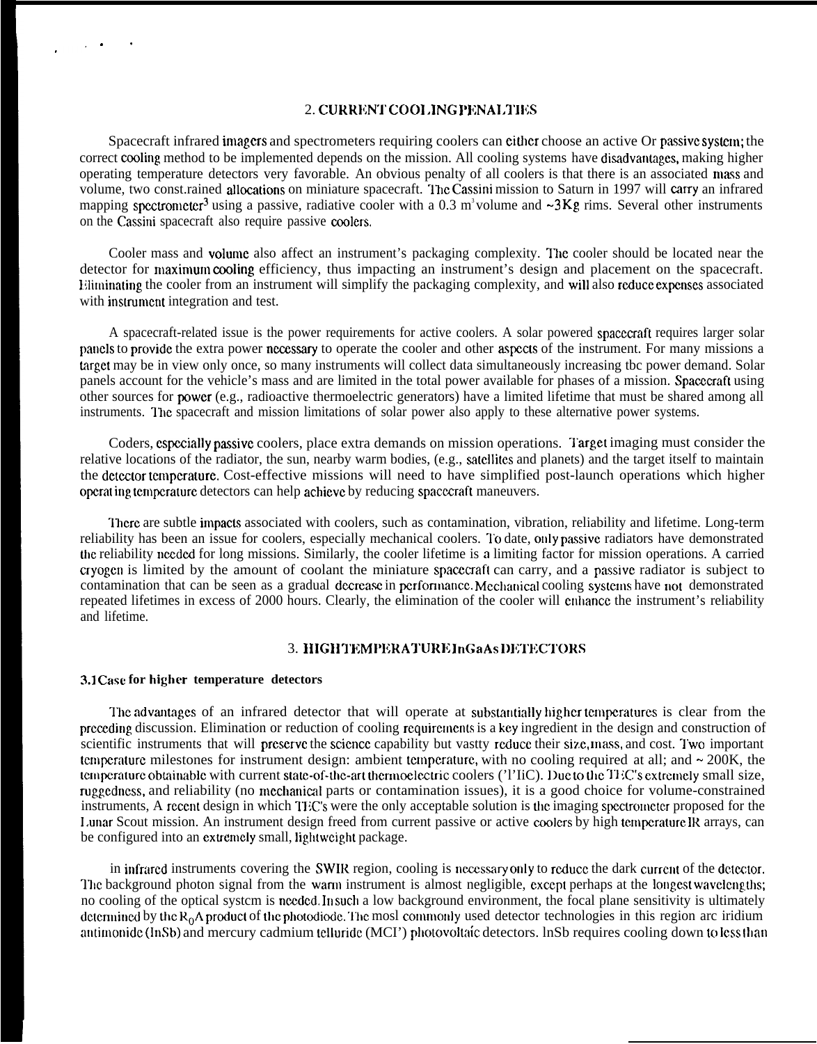## 2. CURRENT COOLING PENALTIES

Spacecraft infrared imagers and spectrometers requiring coolers can either choose an active Or passive system; the correct cooling method to be implemented depends on the mission. All cooling systems have disadvantages, making higher operating temperature detectors very favorable. An obvious penalty of all coolers is that there is an associated mass and volume, two const.rained allocations on miniature spacecraft. The Cassini mission to Saturn in 1997 will carry an infrared mapping spectrometer[3] using a passive, radiative cooler with a 0.3 $m^3$ volume and ~3Kg rims. Several other instruments on the Cassini spacecraft also require passive coolers.

Cooler mass and volume also affect an instrument's packaging complexity. The cooler should be located near the detector for maximum cooling efficiency, thus impacting an instrument's design and placement on the spacecraft. Eliminating the cooler from an instrument will simplify the packaging complexity, and will also reduce expenses associated with instrument integration and test.

A spacecraft-related issue is the power requirements for active coolers. A solar powered spacecraft requires larger solar panels to provide the extra power necessary to operate the cooler and other aspects of the instrument. For many missions a target may be in view only once, so many instruments will collect data simultaneously increasing tbc power demand. Solar panels account for the vehicle's mass and are limited in the total power available for phases of a mission. Spacecraft using other sources for power (e.g., radioactive thermoelectric generators) have a limited lifetime that must be shared among all instruments. The spacecraft and mission limitations of solar power also apply to these alternative power systems.

Coders, especially passive coolers, place extra demands on mission operations. Target imaging must consider the relative locations of the radiator, the sun, nearby warm bodies, (e.g., satellites and planets) and the target itself to maintain the detector temperature. Cost-effective missions will need to have simplified post-launch operations which higher operating temperature detectors can help achieve by reducing spacecraft maneuvers.

There are subtle impacts associated with coolers, such as contamination, vibration, reliability and lifetime. Long-term reliability has been an issue for coolers, especially mechanical coolers. To date, only passive radiators have demonstrated the reliability needed for long missions. Similarly, the cooler lifetime is a limiting factor for mission operations. A carried cryogen is limited by the amount of coolant the miniature spacecraft can carry, and a passive radiator is subject to contamination that can be seen as a gradual decrease in performance. Mechanical cooling systems have not demonstrated repeated lifetimes in excess of 2000 hours. Clearly, the elimination of the cooler will enhance the instrument's reliability and lifetime.

## 3. HIGH TEMPERATURE InGaAs DETECTORS

### 3.1 Case for higher temperature detectors

The advantages of an infrared detector that will operate at substantially higher temperatures is clear from the preceding discussion. Elimination or reduction of cooling requirements is a key ingredient in the design and construction of scientific instruments that will preserve the science capability but vastty reduce their size, mass, and cost. Two important temperature milestones for instrument design: ambient temperature, with no cooling required at all; and ~ 200K, the temperature obtainable with current state-of-the-art thermoelectric coolers ('TEC). Due to the TEC's extremely small size, ruggedness, and reliability (no mechanical parts or contamination issues), it is a good choice for volume-constrained instruments, A recent design in which TEC's were the only acceptable solution is the imaging spectrometer proposed for the Lunar Scout mission. An instrument design freed from current passive or active coolers by high temperature IR arrays, can be configured into an extremely small, lightweight package.

in infrared instruments covering the SWIR region, cooling is necessary only to reduce the dark current of the detector. The background photon signal from the warm instrument is almost negligible, except perhaps at the longest wavelengths; no cooling of the optical system is needed. In such a low background environment, the focal plane sensitivity is ultimately determined by the $R_0A$ product of the photodiode. The most commonly used detector technologies in this region are iridium antimonide (InSb) and mercury cadmium telluride (MCT) photovoltaic detectors. InSb requires cooling down to less than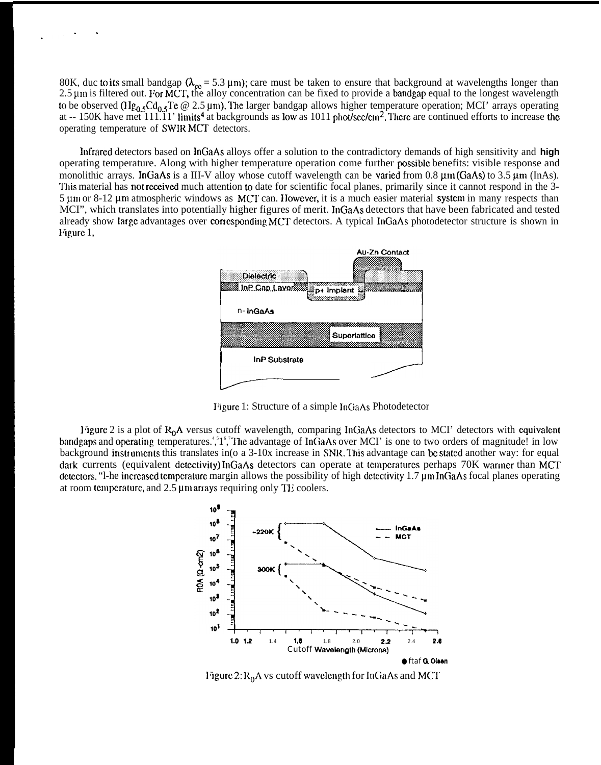80K, due to its small bandgap ($\lambda_{co}$ = 5.3 μm); care must be taken to ensure that background at wavelengths longer than 2.5 μm is filtered out. For MCT, the alloy concentration can be fixed to provide a bandgap equal to the longest wavelength to be observed ($Hg_{0.5}Cd_{0.5}Te$ @ 2.5 μm). The larger bandgap allows higher temperature operation; MCT arrays operating at ~ 150K have met BLIP limits[4] at backgrounds as low as 1011 phot/sec/cm$^2$. There are continued efforts to increase the operating temperature of SWIR MCT detectors.

Infrared detectors based on InGaAs alloys offer a solution to the contradictory demands of high sensitivity and **high** operating temperature. Along with higher temperature operation come further possible benefits: visible response and monolithic arrays. InGaAs is a III-V alloy whose cutoff wavelength can be varied from 0.8 μm (GaAs) to 3.5 μm (InAs). This material has not received much attention to date for scientific focal planes, primarily since it cannot respond in the 3-5 μm or 8-12 μm atmospheric windows as MCT can. However, it is a much easier material system in many respects than MCT, which translates into potentially higher figures of merit. InGaAs detectors that have been fabricated and tested already show large advantages over corresponding MCT detectors. A typical InGaAs photodetector structure is shown in Figure 1,

Figure 1: Structure of a simple InGaAs Photodetector

Figure 2 is a plot of $R_0A$ versus cutoff wavelength, comparing InGaAs detectors to MCT detectors with equivalent bandgaps and operating temperatures.[4,5,1,6,7] The advantage of InGaAs over MCT is one to two orders of magnitude! in low background instruments this translates into a 3-10x increase in SNR. This advantage can be stated another way: for equal dark currents (equivalent detectivity) InGaAs detectors can operate at temperatures perhaps 70K warmer than MCT detectors. "The increased temperature margin allows the possibility of high detectivity 1.7 μm InGaAs focal planes operating at room temperature, and 2.5 μm arrays requiring only TE coolers.

Figure 2: $R_0A$ vs cutoff wavelength for InGaAs and MCT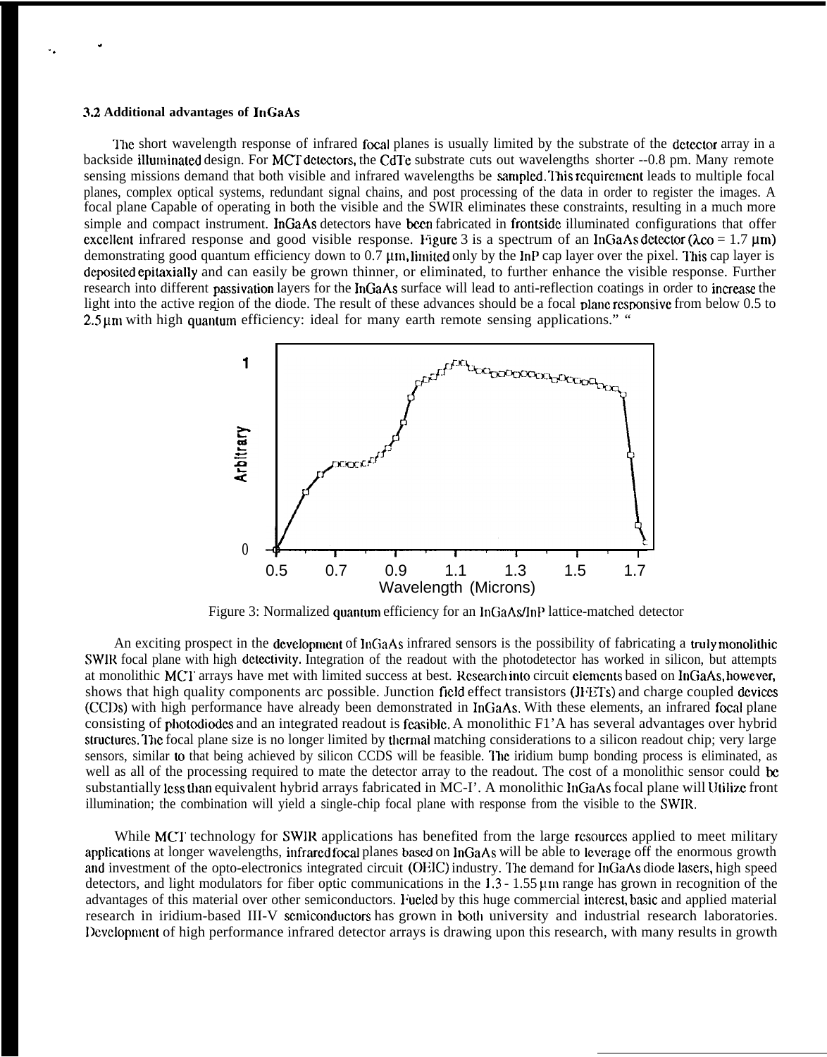### 3.2 Additional advantages of InGaAs

The short wavelength response of infrared focal planes is usually limited by the substrate of the detector array in a backside illuminated design. For MCT detectors, the CdTe substrate cuts out wavelengths shorter --0.8 pm. Many remote sensing missions demand that both visible and infrared wavelengths be sampled. This requirement leads to multiple focal planes, complex optical systems, redundant signal chains, and post processing of the data in order to register the images. A focal plane Capable of operating in both the visible and the SWIR eliminates these constraints, resulting in a much more simple and compact instrument. InGaAs detectors have been fabricated in frontside illuminated configurations that offer excellent infrared response and good visible response. Figure 3 is a spectrum of an InGaAs detector ($\lambda co$ = 1.7 μm) demonstrating good quantum efficiency down to 0.7 μm, limited only by the InP cap layer over the pixel. This cap layer is deposited epitaxially and can easily be grown thinner, or eliminated, to further enhance the visible response. Further research into different passivation layers for the InGaAs surface will lead to anti-reflection coatings in order to increase the light into the active region of the diode. The result of these advances should be a focal plane responsive from below 0.5 to 2.5 μm with high quantum efficiency: ideal for many earth remote sensing applications." "

Figure 3: Normalized quantum efficiency for an InGaAs/InP lattice-matched detector

An exciting prospect in the development of InGaAs infrared sensors is the possibility of fabricating a truly monolithic SWIR focal plane with high detectivity. Integration of the readout with the photodetector has worked in silicon, but attempts at monolithic MCT arrays have met with limited success at best. Research into circuit elements based on InGaAs, however, shows that high quality components arc possible. Junction field effect transistors (JFETs) and charge coupled devices (CCDs) with high performance have already been demonstrated in InGaAs. With these elements, an infrared focal plane consisting of photodiodes and an integrated readout is feasible. A monolithic F1'A has several advantages over hybrid structures. The focal plane size is no longer limited by thermal matching considerations to a silicon readout chip; very large sensors, similar to that being achieved by silicon CCDS will be feasible. The iridium bump bonding process is eliminated, as well as all of the processing required to mate the detector array to the readout. The cost of a monolithic sensor could be substantially less than equivalent hybrid arrays fabricated in MC-I'. A monolithic InGaAs focal plane will Utilize front illumination; the combination will yield a single-chip focal plane with response from the visible to the SWIR.

While MCT technology for SWIR applications has benefited from the large resources applied to meet military applications at longer wavelengths, infrared focal planes based on InGaAs will be able to leverage off the enormous growth and investment of the opto-electronics integrated circuit (OEIC) industry. The demand for InGaAs diode lasers, high speed detectors, and light modulators for fiber optic communications in the 1.3 - 1.55 μm range has grown in recognition of the advantages of this material over other semiconductors. Fueled by this huge commercial interest, basic and applied material research in iridium-based III-V semiconductors has grown in both university and industrial research laboratories. Development of high performance infrared detector arrays is drawing upon this research, with many results in growth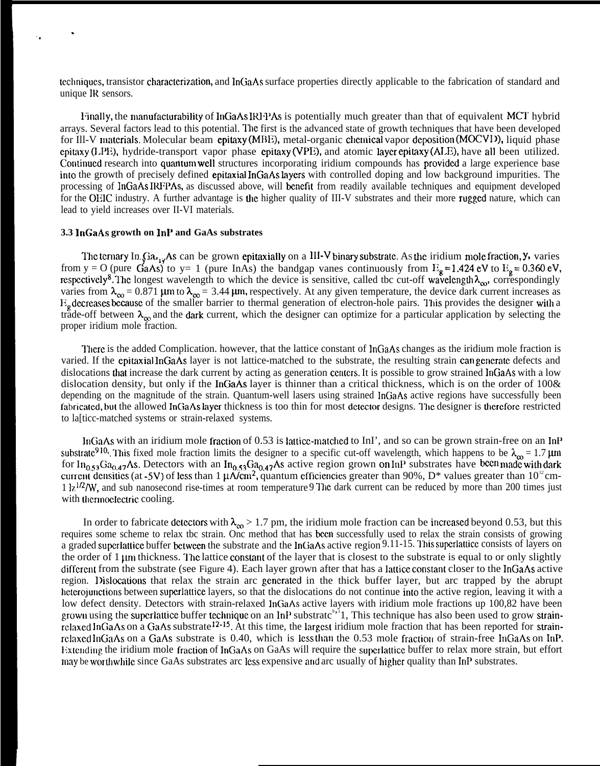techniques, transistor characterization, and InGaAs surface properties directly applicable to the fabrication of standard and unique IR sensors.

Finally, the manufacturability of InGaAs IRFPAs is potentially much greater than that of equivalent MCT hybrid arrays. Several factors lead to this potential. The first is the advanced state of growth techniques that have been developed for III-V materials. Molecular beam epitaxy (MBE), metal-organic chemical vapor deposition (MOCVD), liquid phase epitaxy (LPE), hydride-transport vapor phase epitaxy (VPE), and atomic layer epitaxy (ALE), have all been utilized. Continued research into quantum well structures incorporating iridium compounds has provided a large experience base into the growth of precisely defined epitaxial InGaAs layers with controlled doping and low background impurities. The processing of InGaAs IRFPAs, as discussed above, will benefit from readily available techniques and equipment developed for the OEIC industry. A further advantage is the higher quality of III-V substrates and their more rugged nature, which can lead to yield increases over II-VI materials.

### 3.3 InGaAs growth on InP and GaAs substrates

The ternary $In_yGa_{1-y}As$ can be grown epitaxially on a III-V binary substrate. As the iridium mole fraction, y, varies from y = O (pure GaAs) to y= 1 (pure InAs) the bandgap vanes continuously from $E_g = 1.424$ eV to $E_g = 0.360$ eV, respectively[8]. The longest wavelength to which the device is sensitive, called tbc cut-off wavelength $\lambda_{co}$, correspondingly varies from $\lambda_{co} = 0.871$ µm to $\lambda_{co} = 3.44$ µm, respectively. At any given temperature, the device dark current increases as $E_g$ decreases because of the smaller barrier to thermal generation of electron-hole pairs. This provides the designer with a trade-off between $\lambda_{co}$ and the dark current, which the designer can optimize for a particular application by selecting the proper iridium mole fraction.

There is the added Complication. however, that the lattice constant of InGaAs changes as the iridium mole fraction is varied. If the epitaxial InGaAs layer is not lattice-matched to the substrate, the resulting strain can generate defects and dislocations that increase the dark current by acting as generation centers. It is possible to grow strained InGaAs with a low dislocation density, but only if the InGaAs layer is thinner than a critical thickness, which is on the order of 100& depending on the magnitude of the strain. Quantum-well lasers using strained InGaAs active regions have successfully been fabricated, but the allowed InGaAs layer thickness is too thin for most detector designs. The designer is therefore restricted to la[ticc-matched systems or strain-relaxed systems.

InGaAs with an iridium mole fraction of 0.53 is lattice-matched to InP, and so can be grown strain-free on an InP substrate[9,10]. This fixed mole fraction limits the designer to a specific cut-off wavelength, which happens to be $\lambda_{co} = 1.7$ µm for $In_{0.53}Ga_{0.47}As$. Detectors with an $In_{0.53}Ga_{0.47}As$ active region grown on InP substrates have been made with dark current densities (at -5V) of less than 1 $\mu A/cm^2$, quantum efficiencies greater than 90%, D* values greater than $10^{12}$ cm-$Hz^{1/2}$/W, and sub nanosecond rise-times at room temperature[9]. The dark current can be reduced by more than 200 times just with thermoelectric cooling.

In order to fabricate detectors with $\lambda_{co} > 1.7$ pm, the iridium mole fraction can be increased beyond 0.53, but this requires some scheme to relax tbc strain. One method that has been successfully used to relax the strain consists of growing a graded superlattice buffer between the substrate and the InGaAs active region[9,11-15]. This superlattice consists of layers on the order of 1 µm thickness. The lattice constant of the layer that is closest to the substrate is equal to or only slightly different from the substrate (see Figure 4). Each layer grown after that has a lattice constant closer to the InGaAs active region. Dislocations that relax the strain arc generated in the thick buffer layer, but arc trapped by the abrupt heterojunctions between superlattice layers, so that the dislocations do not continue into the active region, leaving it with a low defect density. Detectors with strain-relaxed InGaAs active layers with iridium mole fractions up 100,82 have been grown using the superlattice buffer technique on an InP substrate[9,11], This technique has also been used to grow strain-relaxed InGaAs on a GaAs substrate[12-15]. At this time, the largest iridium mole fraction that has been reported for strain-relaxed InGaAs on a GaAs substrate is 0.40, which is less than the 0.53 mole fraction of strain-free InGaAs on InP. Extending the iridium mole fraction of InGaAs on GaAs will require the superlattice buffer to relax more strain, but effort may be worthwhile since GaAs substrates arc less expensive and arc usually of higher quality than InP substrates.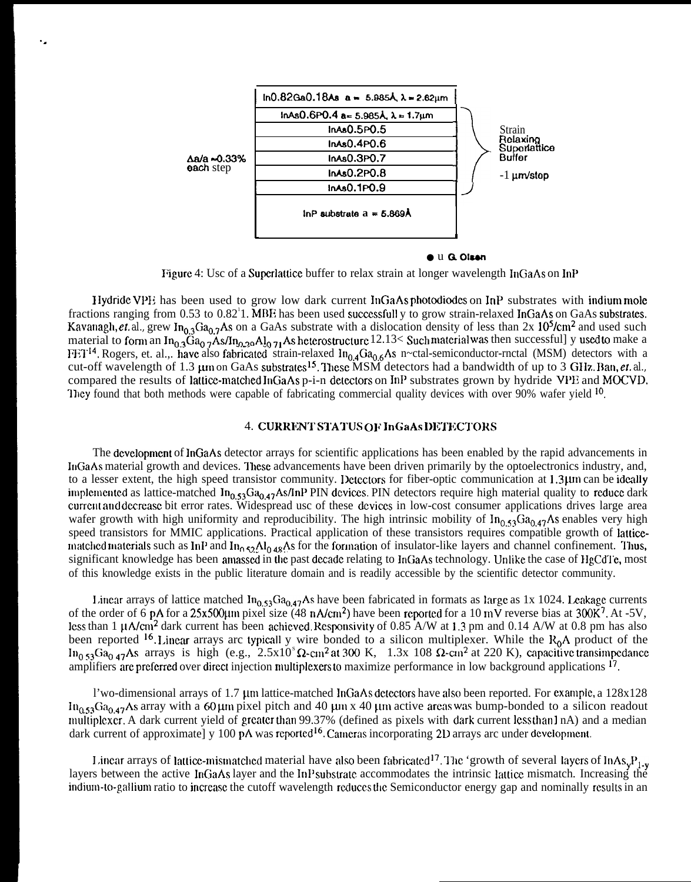| $In_{0.82}Ga_{0.18}As$ a = 5.985Å, λ = 2.62μm |
|---|
| $InAs_{0.6}P_{0.4}$ a= 5.985Å, λ = 1.7μm |
| $InAs_{0.5}P_{0.5}$ |
| $InAs_{0.4}P_{0.6}$ |
| $InAs_{0.3}P_{0.7}$ |
| $InAs_{0.2}P_{0.8}$ |
| $InAs_{0.1}P_{0.9}$ |
| InP substrate a = 5.869Å |

Δa/a ~0.33% each step

Strain Relaxing Superlattice Buffer

~1 μm/step

● u G. Olsen

Figure 4: Use of a Superlattice buffer to relax strain at longer wavelength InGaAs on InP

Hydride VPE has been used to grow low dark current InGaAs photodiodes on InP substrates with indium mole fractions ranging from 0.53 to 0.82[11]. MBE has been used successfully to grow strain-relaxed InGaAs on GaAs substrates. Kavanagh, *et.* al., grew $In_{0.3}Ga_{0.7}As$ on a GaAs substrate with a dislocation density of less than $2x\ 10^5/cm^2$ and used such material to form an $In_{0.3}Ga_{0.7}As/In_{0.29}Al_{0.71}As$ heterostructure [12,13]. Such material was then successfully used to make a FET[14]. Rogers, et. al., have also fabricated strain-relaxed $In_{0.4}Ga_{0.6}As$ metal-semiconductor-metal (MSM) detectors with a cut-off wavelength of 1.3 μm on GaAs substrates[15]. These MSM detectors had a bandwidth of up to 3 GHz. Ban, *et.* al., compared the results of lattice-matched InGaAs p-i-n detectors on InP substrates grown by hydride VPE and MOCVD. They found that both methods were capable of fabricating commercial quality devices with over 90% wafer yield [10].

## 4. CURRENT STATUS OF InGaAs DETECTORS

The development of InGaAs detector arrays for scientific applications has been enabled by the rapid advancements in InGaAs material growth and devices. These advancements have been driven primarily by the optoelectronics industry, and, to a lesser extent, the high speed transistor community. Detectors for fiber-optic communication at 1.3μm can be ideally implemented as lattice-matched $In_{0.53}Ga_{0.47}As$/InP PIN devices. PIN detectors require high material quality to reduce dark current and decrease bit error rates. Widespread use of these devices in low-cost consumer applications drives large area wafer growth with high uniformity and reproducibility. The high intrinsic mobility of $In_{0.53}Ga_{0.47}As$ enables very high speed transistors for MMIC applications. Practical application of these transistors requires compatible growth of lattice-matched materials such as InP and $In_{0.52}Al_{0.48}As$ for the formation of insulator-like layers and channel confinement. Thus, significant knowledge has been amassed in the past decade relating to InGaAs technology. Unlike the case of HgCdTe, most of this knowledge exists in the public literature domain and is readily accessible by the scientific detector community.

Linear arrays of lattice matched $In_{0.53}Ga_{0.47}As$ have been fabricated in formats as large as 1x 1024. Leakage currents of the order of 6 pA for a 25x500μm pixel size (48 $nA/cm^2$) have been reported for a 10 mV reverse bias at 300K[7]. At -5V, less than 1 $\mu A/cm^2$ dark current has been achieved. Responsivity of 0.85 A/W at 1.3 μm and 0.14 A/W at 0.8 μm has also been reported [16]. Linear arrays are typically wire bonded to a silicon multiplexer. While the $R_0A$ product of the $In_{0.53}Ga_{0.47}As$ arrays is high (e.g., $2.5x10^5\ \Omega$-$cm^2$ at 300 K, 1.3x 108 $\Omega$-$cm^2$ at 220 K), capacitive transimpedance amplifiers are preferred over direct injection multiplexers to maximize performance in low background applications [17].

Two-dimensional arrays of 1.7 μm lattice-matched InGaAs detectors have also been reported. For example, a 128x128 $In_{0.53}Ga_{0.47}As$ array with a 60 μm pixel pitch and 40 μm x 40 μm active areas was bump-bonded to a silicon readout multiplexer. A dark current yield of greater than 99.37% (defined as pixels with dark current less than 1 nA) and a median dark current of approximately 100 pA was reported[16]. Cameras incorporating 2D arrays are under development.

Linear arrays of lattice-mismatched material have also been fabricated[17]. The growth of several layers of $InAs_yP_{1-y}$ layers between the active InGaAs layer and the InP substrate accommodates the intrinsic lattice mismatch. Increasing the indium-to-gallium ratio to increase the cutoff wavelength reduces the Semiconductor energy gap and nominally results in an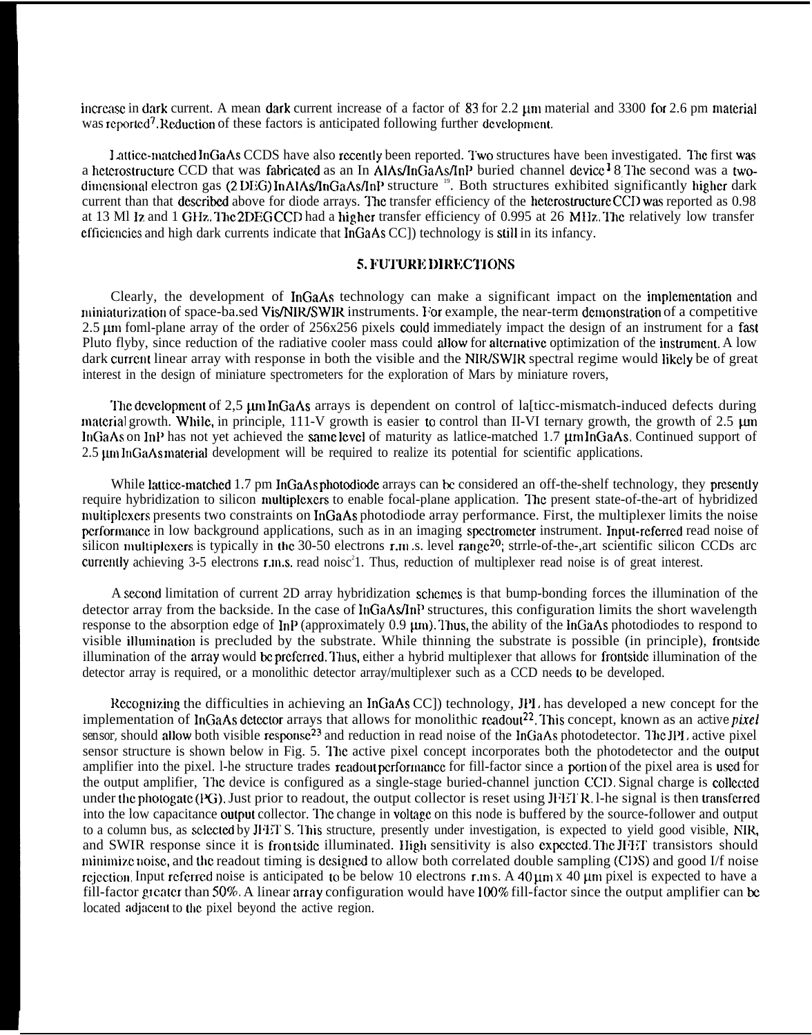increase in dark current. A mean dark current increase of a factor of 83 for 2.2 μm material and 3300 for 2.6 pm material was reported[7]. Reduction of these factors is anticipated following further development.

Lattice-matched InGaAs CCDS have also recently been reported. Two structures have been investigated. The first was a heterostructure CCD that was fabricated as an In AlAs/InGaAs/InP buried channel device[18] The second was a two-dimensional electron gas (2 DEG) InAlAs/InGaAs/InP structure [19]. Both structures exhibited significantly higher dark current than that described above for diode arrays. The transfer efficiency of the heterostructure CCD was reported as 0.98 at 13 MHz and 1 GHz. The 2DEG CCD had a higher transfer efficiency of 0.995 at 26 MHz. The relatively low transfer efficiencies and high dark currents indicate that InGaAs CCD technology is still in its infancy.

## 5. FUTURE DIRECTIONS

Clearly, the development of InGaAs technology can make a significant impact on the implementation and miniaturization of space-based Vis/NIR/SWIR instruments. For example, the near-term demonstration of a competitive 2.5 μm focal-plane array of the order of 256x256 pixels could immediately impact the design of an instrument for a fast Pluto flyby, since reduction of the radiative cooler mass could allow for alternative optimization of the instrument. A low dark current linear array with response in both the visible and the NIR/SWIR spectral regime would likely be of great interest in the design of miniature spectrometers for the exploration of Mars by miniature rovers,

The development of 2,5 μm InGaAs arrays is dependent on control of lattice-mismatch-induced defects during material growth. While, in principle, III-V growth is easier to control than II-VI ternary growth, the growth of 2.5 μm InGaAs on InP has not yet achieved the same level of maturity as lattice-matched 1.7 μm InGaAs. Continued support of 2.5 μm InGaAs material development will be required to realize its potential for scientific applications.

While lattice-matched 1.7 pm InGaAs photodiode arrays can be considered an off-the-shelf technology, they presently require hybridization to silicon multiplexers to enable focal-plane application. The present state-of-the-art of hybridized multiplexers presents two constraints on InGaAs photodiode array performance. First, the multiplexer limits the noise performance in low background applications, such as in an imaging spectrometer instrument. Input-referred read noise of silicon multiplexers is typically in the 30-50 electrons r.m.s. level range[20]; state-of-the-art scientific silicon CCDs are currently achieving 3-5 electrons r.m.s. read noise[21]. Thus, reduction of multiplexer read noise is of great interest.

A second limitation of current 2D array hybridization schemes is that bump-bonding forces the illumination of the detector array from the backside. In the case of InGaAs/InP structures, this configuration limits the short wavelength response to the absorption edge of InP (approximately 0.9 μm). Thus, the ability of the InGaAs photodiodes to respond to visible illumination is precluded by the substrate. While thinning the substrate is possible (in principle), frontside illumination of the array would be preferred. Thus, either a hybrid multiplexer that allows for frontside illumination of the detector array is required, or a monolithic detector array/multiplexer such as a CCD needs to be developed.

Recognizing the difficulties in achieving an InGaAs CCD technology, JPL has developed a new concept for the implementation of InGaAs detector arrays that allows for monolithic readout[22]. This concept, known as an active *pixel* sensor, should allow both visible response[23] and reduction in read noise of the InGaAs photodetector. The JPL active pixel sensor structure is shown below in Fig. 5. The active pixel concept incorporates both the photodetector and the output amplifier into the pixel. The structure trades readout performance for fill-factor since a portion of the pixel area is used for the output amplifier, The device is configured as a single-stage buried-channel junction CCD. Signal charge is collected under the photogate (PG). Just prior to readout, the output collector is reset using JFET R. The signal is then transferred into the low capacitance output collector. The change in voltage on this node is buffered by the source-follower and output to a column bus, as selected by JFET S. This structure, presently under investigation, is expected to yield good visible, NIR, and SWIR response since it is frontside illuminated. High sensitivity is also expected. The JFET transistors should minimize noise, and the readout timing is designed to allow both correlated double sampling (CDS) and good I/f noise rejection. Input referred noise is anticipated to be below 10 electrons r.m.s. A 40 μm x 40 μm pixel is expected to have a fill-factor greater than 50%. A linear array configuration would have 100% fill-factor since the output amplifier can be located adjacent to the pixel beyond the active region.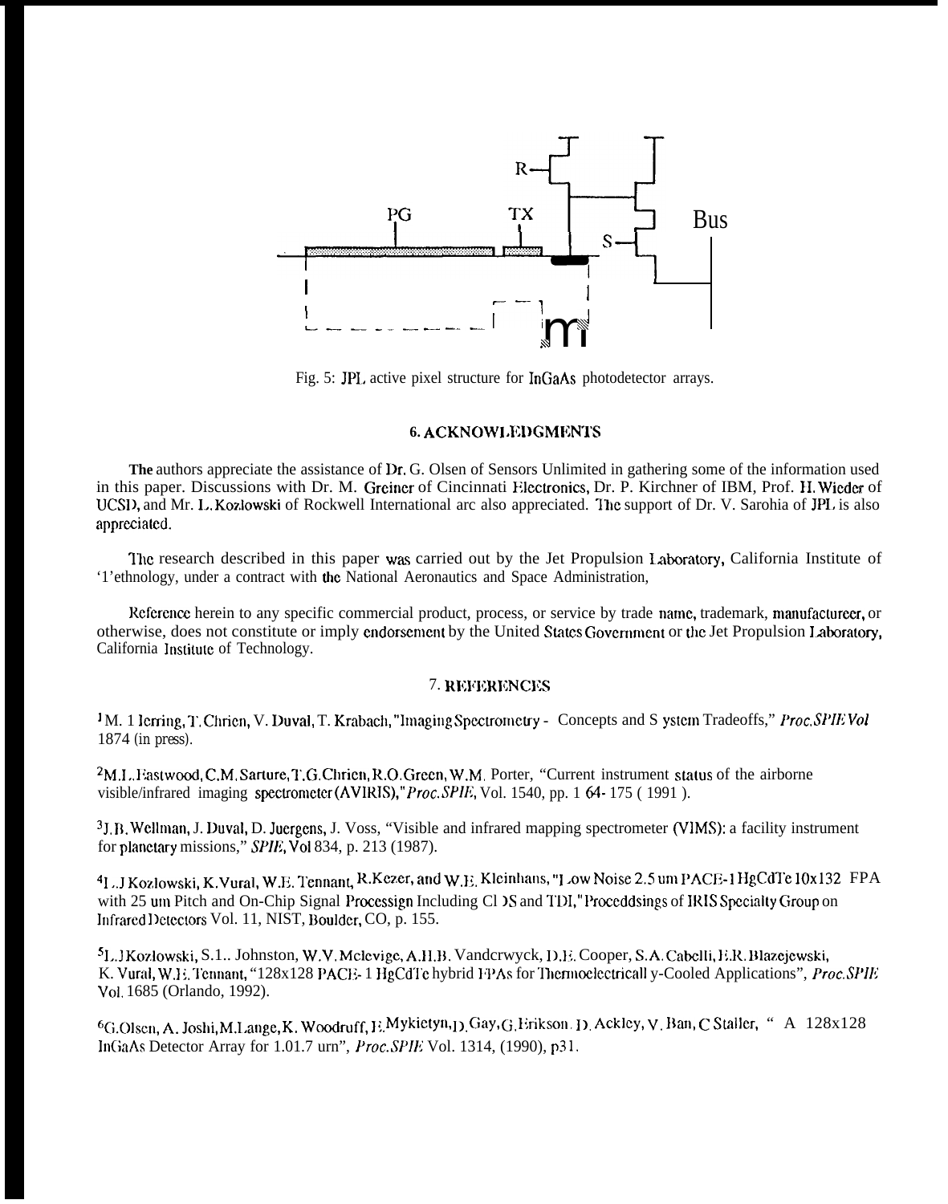Fig. 5: JPL active pixel structure for InGaAs photodetector arrays.

### 6. ACKNOWLEDGMENTS

The authors appreciate the assistance of Dr. G. Olsen of Sensors Unlimited in gathering some of the information used in this paper. Discussions with Dr. M. Greiner of Cincinnati Electronics, Dr. P. Kirchner of IBM, Prof. H. Wieder of UCSD, and Mr. L. Kozlowski of Rockwell International arc also appreciated. The support of Dr. V. Sarohia of JPL is also appreciated.

The research described in this paper was carried out by the Jet Propulsion Laboratory, California Institute of '1'ethnology, under a contract with the National Aeronautics and Space Administration,

Reference herein to any specific commercial product, process, or service by trade name, trademark, manufacturecr, or otherwise, does not constitute or imply endorsement by the United States Government or the Jet Propulsion Laboratory, California Institute of Technology.

### 7. REFERENCES

[1] M. Herring, T. Chrien, V. Duval, T. Krabach, "Imaging Spectrometry - Concepts and S ystem Tradeoffs," *Proc. SPIE Vol* 1874 (in press).

[2] M.L. Eastwood, C.M. Sarture, T.G. Chrien, R.O. Green, W.M. Porter, "Current instrument status of the airborne visible/infrared imaging spectrometer (AVIRIS)," *Proc. SPIE*, Vol. 1540, pp. 1 64- 175 ( 1991 ).

[3] J.B. Wellman, J. Duval, D. Juergens, J. Voss, "Visible and infrared mapping spectrometer (VIMS): a facility instrument for planetary missions," *SPIE*, Vol 834, p. 213 (1987).

[4] L.J Kozlowski, K. Vural, W.E. Tennant, R. Kezer, and W.E. Kleinhans, "Low Noise 2.5 um PACE-1 HgCdTe 10x132 FPA with 25 um Pitch and On-Chip Signal Processign Including CDS and TDI," Proceddsings of IRIS Specialty Group on Infrared Detectors Vol. 11, NIST, Boulder, CO, p. 155.

[5] L.J Kozlowski, S.L. Johnston, W.V. Mclevige, A.H.B. Vandcrwyck, D.E. Cooper, S.A. Cabelli, E.R. Blazejewski, K. Vural, W.E. Tennant, "128x128 PACE- 1 HgCdTe hybrid FPAs for Thermoelectricall y-Cooled Applications", *Proc. SPIE* Vol. 1685 (Orlando, 1992).

[6] G. Olsen, A. Joshi, M. Lange, K. Woodruff, E. Mykietyn, D. Gay, G. Erikson, D. Ackley, V. Ban, C Staller, " A 128x128 InGaAs Detector Array for 1.01.7 urn", *Proc. SPIE* Vol. 1314, (1990), p31.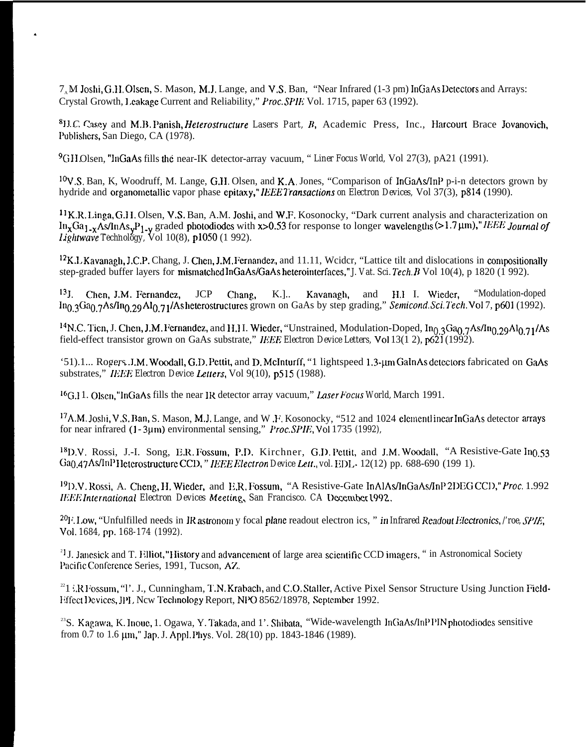[7] A.M Joshi, G.H. Olsen, S. Mason, M.J. Lange, and V.S. Ban, "Near Infrared (1-3 pm) InGaAs Detectors and Arrays: Crystal Growth, Leakage Current and Reliability," *Proc. SPIE* Vol. 1715, paper 63 (1992).

[8] H.C. Casey and M.B. Panish, *Heterostructure* Lasers Part, *B*, Academic Press, Inc., Harcourt Brace Jovanovich, Publishers, San Diego, CA (1978).

[9] G.H.Olsen, "InGaAs fills the near-IK detector-array vacuum, " Liner Focus World, Vol 27(3), pA21 (1991).

[10] V.S. Ban, K, Woodruff, M. Lange, G.H. Olsen, and K.A. Jones, "Comparison of InGaAs/InP p-i-n detectors grown by hydride and organometallic vapor phase epitaxy," *IEEE Transactions* on Electron Devices, Vol 37(3), p814 (1990).

[11] K.R. Linga, G.H. Olsen, V.S. Ban, A.M. Joshi, and W.F. Kosonocky, "Dark current analysis and characterization on $In_xGa_{1-x}As/InAs_yP_{1-y}$ graded photodiodes with x>0.53 for response to longer wavelengths (>1.7 μm)," *IEEE Journal of Lightwave* Technology, Vol 10(8), p1050 (1 992).

[12] K.L Kavanagh, J.C.P. Chang, J. Chen, J.M. Fernandez, and 11.11, Wcidcr, "Lattice tilt and dislocations in compositionally step-graded buffer layers for mismatched InGaAs/GaAs heterointerfaces," J. Vat. Sci. *Tech. B* Vol 10(4), p 1820 (1 992).

[13] J. Chen, J.M. Fernandez, JCP Chang, K.].. Kavanagh, and H.I I. Wieder, "Modulation-doped $In_{0.3}Ga_{0.7}As/In_{0.29}Al_{0.71}As$ heterostructures grown on GaAs by step grading," *Semicond. Sci. Tech.* Vol 7, p601 (1992).

[14] N.C. Tien, J. Chen, J.M. Fernandez, and H.I I. Wieder, "Unstrained, Modulation-Doped, $In_{0.3}Ga_{0.7}As/In_{0.29}Al_{0.71}As$ field-effect transistor grown on GaAs substrate," *IEEE* Electron Device Letters, Vol 13(1 2), p621 (1992).

'51).1... Rogers. J.M. Woodall, G.D. Pettit, and D. McInturff, "1 lightspeed 1.3-μm GaInAs detectors fabricated on GaAs substrates," *IEEE* Electron Device *Letters*, Vol 9(10), p515 (1988).

[16] G.I 1. Olsen, "InGaAs fills the near IR detector array vacuum," *Laser Focus* World, March 1991.

[17] A.M. Joshi, V.S. Ban, S. Mason, M.J. Lange, and W .F. Kosonocky, "512 and 1024 elementlinear InGaAs detector arrays for near infrared (1 - 3μm) environmental sensing," *Proc. SPIE*, Vol 1735 (1992),

[18] D.V. Rossi, J.-I. Song, E.R. Fossum, P.D. Kirchner, G.D. Pettit, and J.M. Woodall, "A Resistive-Gate $In_{0.53}Ga_{0.47}As/InP$ Heterostructure CCD, " *IEEE Electron* Device *Lett.*, vol. EDL- 12(12) pp. 688-690 (199 1).

[19] D.V. Rossi, A. Cheng, H. Wieder, and E.R. Fossum, "A Resistive-Gate InAlAs/InGaAs/InP 2DEG CCD," *Proc.* 1.992 *IEEE International* Electron Devices *Meeting*, San Francisco. CA December 1992.

[20] F. Low, "Unfulfilled needs in IR astronom y focal plane readout electron ics, " *in* Infrared *Readout Electronics*, /'roe, *SPIE*, Vol. 1684, pp. 168-174 (1992).

[21] J. Janesick and T. Elliot, "History and advancement of large area scientific CCD imagers, " in Astronomical Society Pacific Conference Series, 1991, Tucson, AZ.

[22] 1 :.R Fossum, "l'. J., Cunningham, T.N. Krabach, and C.O. Staller, Active Pixel Sensor Structure Using Junction Field-Effect Devices, JPL New Technology Report, NPO 8562/18978, September 1992.

[23] S. Kagawa, K. Inoue, 1. Ogawa, Y. Takada, and 1'. Shibata, "Wide-wavelength InGaAs/InP PIN photodiodes sensitive from 0.7 to 1.6 μm," Jap. J. Appl. Phys. Vol. 28(10) pp. 1843-1846 (1989).